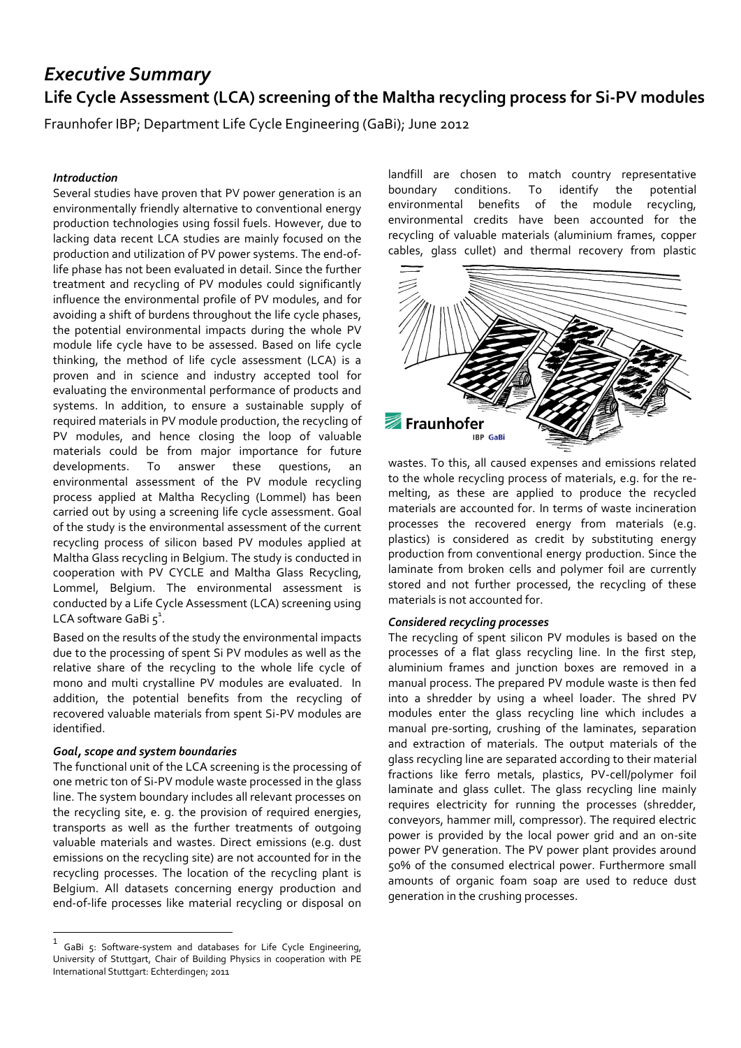# *Executive Summary*

## Life Cycle Assessment (LCA) screening of the Maltha recycling process for Si-PV modules

Fraunhofer IBP; Department Life Cycle Engineering (GaBi); June 2012

### *Introduction*

Several studies have proven that PV power generation is an environmentally friendly alternative to conventional energy production technologies using fossil fuels. However, due to lacking data recent LCA studies are mainly focused on the production and utilization of PV power systems. The end-of-life phase has not been evaluated in detail. Since the further treatment and recycling of PV modules could significantly influence the environmental profile of PV modules, and for avoiding a shift of burdens throughout the life cycle phases, the potential environmental impacts during the whole PV module life cycle have to be assessed. Based on life cycle thinking, the method of life cycle assessment (LCA) is a proven and in science and industry accepted tool for evaluating the environmental performance of products and systems. In addition, to ensure a sustainable supply of required materials in PV module production, the recycling of PV modules, and hence closing the loop of valuable materials could be from major importance for future developments. To answer these questions, an environmental assessment of the PV module recycling process applied at Maltha Recycling (Lommel) has been carried out by using a screening life cycle assessment. Goal of the study is the environmental assessment of the current recycling process of silicon based PV modules applied at Maltha Glass recycling in Belgium. The study is conducted in cooperation with PV CYCLE and Maltha Glass Recycling, Lommel, Belgium. The environmental assessment is conducted by a Life Cycle Assessment (LCA) screening using LCA software GaBi 5[1].

Based on the results of the study the environmental impacts due to the processing of spent Si PV modules as well as the relative share of the recycling to the whole life cycle of mono and multi crystalline PV modules are evaluated. In addition, the potential benefits from the recycling of recovered valuable materials from spent Si-PV modules are identified.

### *Goal, scope and system boundaries*

The functional unit of the LCA screening is the processing of one metric ton of Si-PV module waste processed in the glass line. The system boundary includes all relevant processes on the recycling site, e. g. the provision of required energies, transports as well as the further treatments of outgoing valuable materials and wastes. Direct emissions (e.g. dust emissions on the recycling site) are not accounted for in the recycling processes. The location of the recycling plant is Belgium. All datasets concerning energy production and end-of-life processes like material recycling or disposal on landfill are chosen to match country representative boundary conditions. To identify the potential environmental benefits of the module recycling, environmental credits have been accounted for the recycling of valuable materials (aluminium frames, copper cables, glass cullet) and thermal recovery from plastic wastes. To this, all caused expenses and emissions related to the whole recycling process of materials, e.g. for the re-melting, as these are applied to produce the recycled materials are accounted for. In terms of waste incineration processes the recovered energy from materials (e.g. plastics) is considered as credit by substituting energy production from conventional energy production. Since the laminate from broken cells and polymer foil are currently stored and not further processed, the recycling of these materials is not accounted for.

### *Considered recycling processes*

The recycling of spent silicon PV modules is based on the processes of a flat glass recycling line. In the first step, aluminium frames and junction boxes are removed in a manual process. The prepared PV module waste is then fed into a shredder by using a wheel loader. The shred PV modules enter the glass recycling line which includes a manual pre-sorting, crushing of the laminates, separation and extraction of materials. The output materials of the glass recycling line are separated according to their material fractions like ferro metals, plastics, PV-cell/polymer foil laminate and glass cullet. The glass recycling line mainly requires electricity for running the processes (shredder, conveyors, hammer mill, compressor). The required electric power is provided by the local power grid and an on-site power PV generation. The PV power plant provides around 50% of the consumed electrical power. Furthermore small amounts of organic foam soap are used to reduce dust generation in the crushing processes.

---

[1] GaBi 5: Software-system and databases for Life Cycle Engineering, University of Stuttgart, Chair of Building Physics in cooperation with PE International Stuttgart: Echterdingen; 2011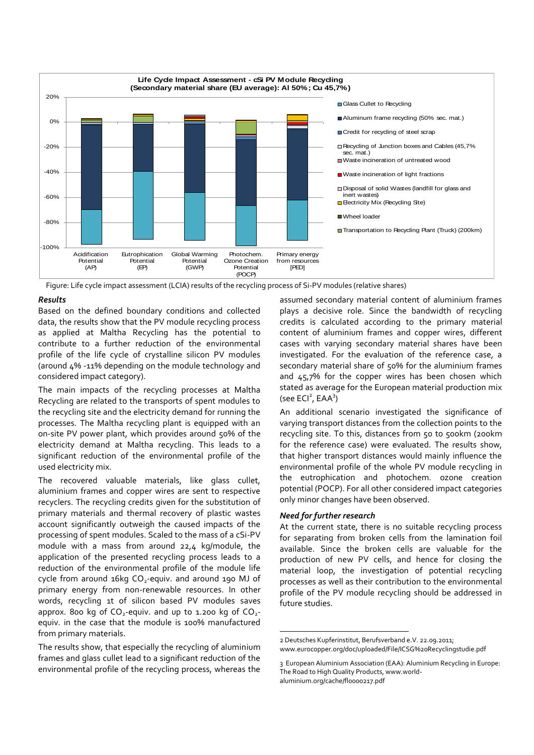Life Cycle Impact Assessment - cSi PV Module Recycling
(Secondary material share (EU average): Al 50%; Cu 45,7%)

20%
0%
-20%
-40%
-60%
-80%
-100%

Acidification Potential (AP)
Eutrophication Potential (EP)
Global Warming Potential (GWP)
Photochem. Ozone Creation Potential (POCP)
Primary energy from resources [PED]

Glass Cullet to Recycling
Aluminum frame recycling (50% sec. mat.)
Credit for recycling of steel scrap
Recycling of Junction boxes and Cables (45,7% sec. mat.)
Waste incineration of untreated wood
Waste incineration of light fractions
Disposal of solid Wastes (landfill for glass and inert wastes)
Electricity Mix (Recycling Site)
Wheel loader
Transportation to Recycling Plant (Truck) (200km)

Figure: Life cycle impact assessment (LCIA) results of the recycling process of Si-PV modules (relative shares)

***Results***

Based on the defined boundary conditions and collected data, the results show that the PV module recycling process as applied at Maltha Recycling has the potential to contribute to a further reduction of the environmental profile of the life cycle of crystalline silicon PV modules (around 4% -11% depending on the module technology and considered impact category).

The main impacts of the recycling processes at Maltha Recycling are related to the transports of spent modules to the recycling site and the electricity demand for running the processes. The Maltha recycling plant is equipped with an on-site PV power plant, which provides around 50% of the electricity demand at Maltha recycling. This leads to a significant reduction of the environmental profile of the used electricity mix.

The recovered valuable materials, like glass cullet, aluminium frames and copper wires are sent to respective recyclers. The recycling credits given for the substitution of primary materials and thermal recovery of plastic wastes account significantly outweigh the caused impacts of the processing of spent modules. Scaled to the mass of a cSi-PV module with a mass from around 22,4 kg/module, the application of the presented recycling process leads to a reduction of the environmental profile of the module life cycle from around 16kg $CO_2$-equiv. and around 190 MJ of primary energy from non-renewable resources. In other words, recycling 1t of silicon based PV modules saves approx. 800 kg of $CO_2$-equiv. and up to 1.200 kg of $CO_2$-equiv. in the case that the module is 100% manufactured from primary materials.

The results show, that especially the recycling of aluminium frames and glass cullet lead to a significant reduction of the environmental profile of the recycling process, whereas the assumed secondary material content of aluminium frames plays a decisive role. Since the bandwidth of recycling credits is calculated according to the primary material content of aluminium frames and copper wires, different cases with varying secondary material shares have been investigated. For the evaluation of the reference case, a secondary material share of 50% for the aluminium frames and 45,7% for the copper wires has been chosen which stated as average for the European material production mix (see ECI[2], EAA[3])

An additional scenario investigated the significance of varying transport distances from the collection points to the recycling site. To this, distances from 50 to 500km (200km for the reference case) were evaluated. The results show, that higher transport distances would mainly influence the environmental profile of the whole PV module recycling in the eutrophication and photochem. ozone creation potential (POCP). For all other considered impact categories only minor changes have been observed.

***Need for further research***

At the current state, there is no suitable recycling process for separating from broken cells from the lamination foil available. Since the broken cells are valuable for the production of new PV cells, and hence for closing the material loop, the investigation of potential recycling processes as well as their contribution to the environmental profile of the PV module recycling should be addressed in future studies.

---

2 Deutsches Kupferinstitut, Berufsverband e.V. 22.09.2011; www.eurocopper.org/doc/uploaded/File/ICSG%20Recyclingstudie.pdf

3 European Aluminium Association (EAA): Aluminium Recycling in Europe: The Road to High Quality Products, www.world-aluminium.org/cache/fl0000217.pdf